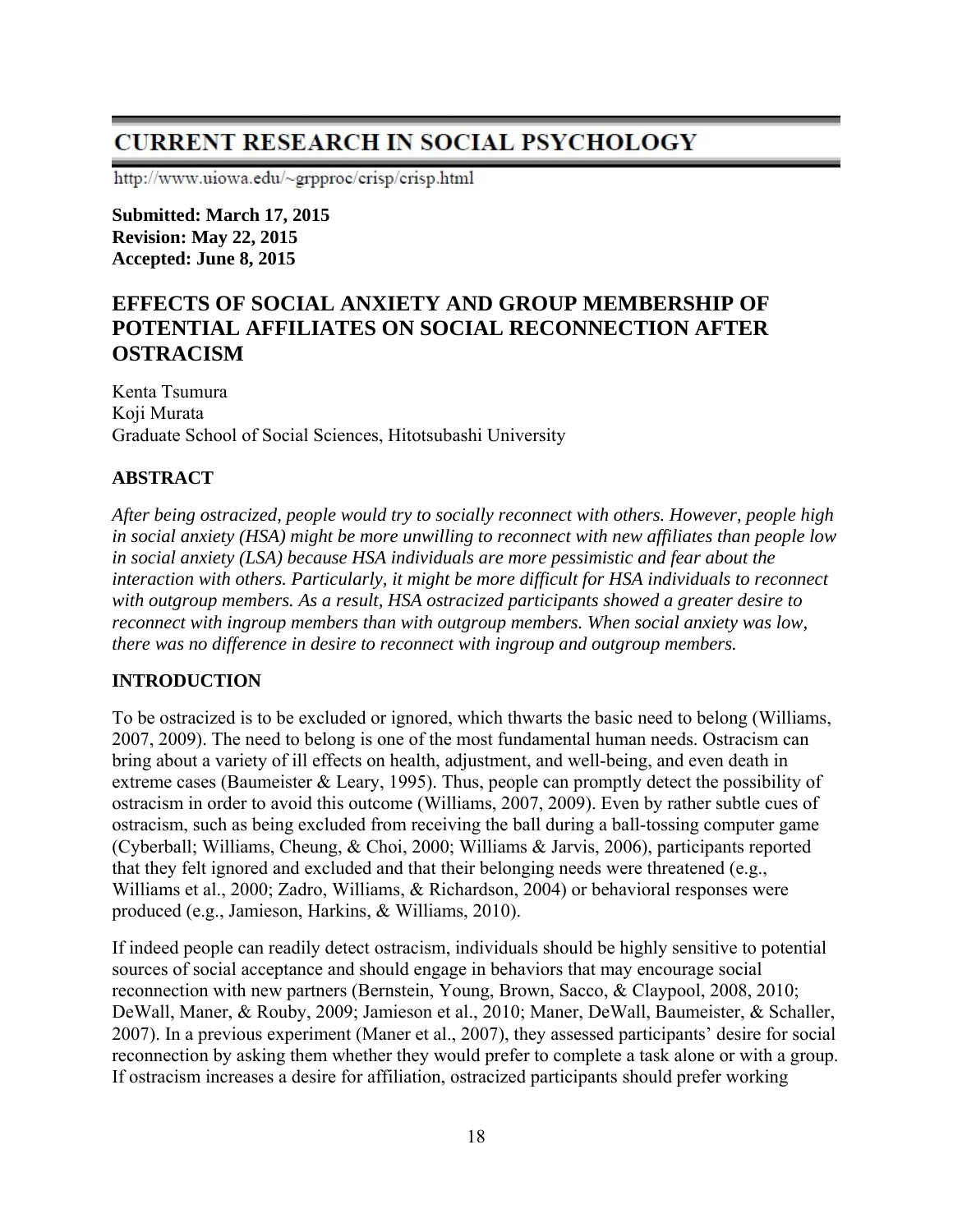# CURRENT RESEARCH IN SOCIAL PSYCHOLOGY

http://www.uiowa.edu/~grpproc/crisp/crisp.html

**Submitted: March 17, 2015**
**Revision: May 22, 2015**
**Accepted: June 8, 2015**

## EFFECTS OF SOCIAL ANXIETY AND GROUP MEMBERSHIP OF POTENTIAL AFFILIATES ON SOCIAL RECONNECTION AFTER OSTRACISM

Kenta Tsumura
Koji Murata
Graduate School of Social Sciences, Hitotsubashi University

### ABSTRACT

*After being ostracized, people would try to socially reconnect with others. However, people high in social anxiety (HSA) might be more unwilling to reconnect with new affiliates than people low in social anxiety (LSA) because HSA individuals are more pessimistic and fear about the interaction with others. Particularly, it might be more difficult for HSA individuals to reconnect with outgroup members. As a result, HSA ostracized participants showed a greater desire to reconnect with ingroup members than with outgroup members. When social anxiety was low, there was no difference in desire to reconnect with ingroup and outgroup members.*

### INTRODUCTION

To be ostracized is to be excluded or ignored, which thwarts the basic need to belong (Williams, 2007, 2009). The need to belong is one of the most fundamental human needs. Ostracism can bring about a variety of ill effects on health, adjustment, and well-being, and even death in extreme cases (Baumeister & Leary, 1995). Thus, people can promptly detect the possibility of ostracism in order to avoid this outcome (Williams, 2007, 2009). Even by rather subtle cues of ostracism, such as being excluded from receiving the ball during a ball-tossing computer game (Cyberball; Williams, Cheung, & Choi, 2000; Williams & Jarvis, 2006), participants reported that they felt ignored and excluded and that their belonging needs were threatened (e.g., Williams et al., 2000; Zadro, Williams, & Richardson, 2004) or behavioral responses were produced (e.g., Jamieson, Harkins, & Williams, 2010).

If indeed people can readily detect ostracism, individuals should be highly sensitive to potential sources of social acceptance and should engage in behaviors that may encourage social reconnection with new partners (Bernstein, Young, Brown, Sacco, & Claypool, 2008, 2010; DeWall, Maner, & Rouby, 2009; Jamieson et al., 2010; Maner, DeWall, Baumeister, & Schaller, 2007). In a previous experiment (Maner et al., 2007), they assessed participants' desire for social reconnection by asking them whether they would prefer to complete a task alone or with a group. If ostracism increases a desire for affiliation, ostracized participants should prefer working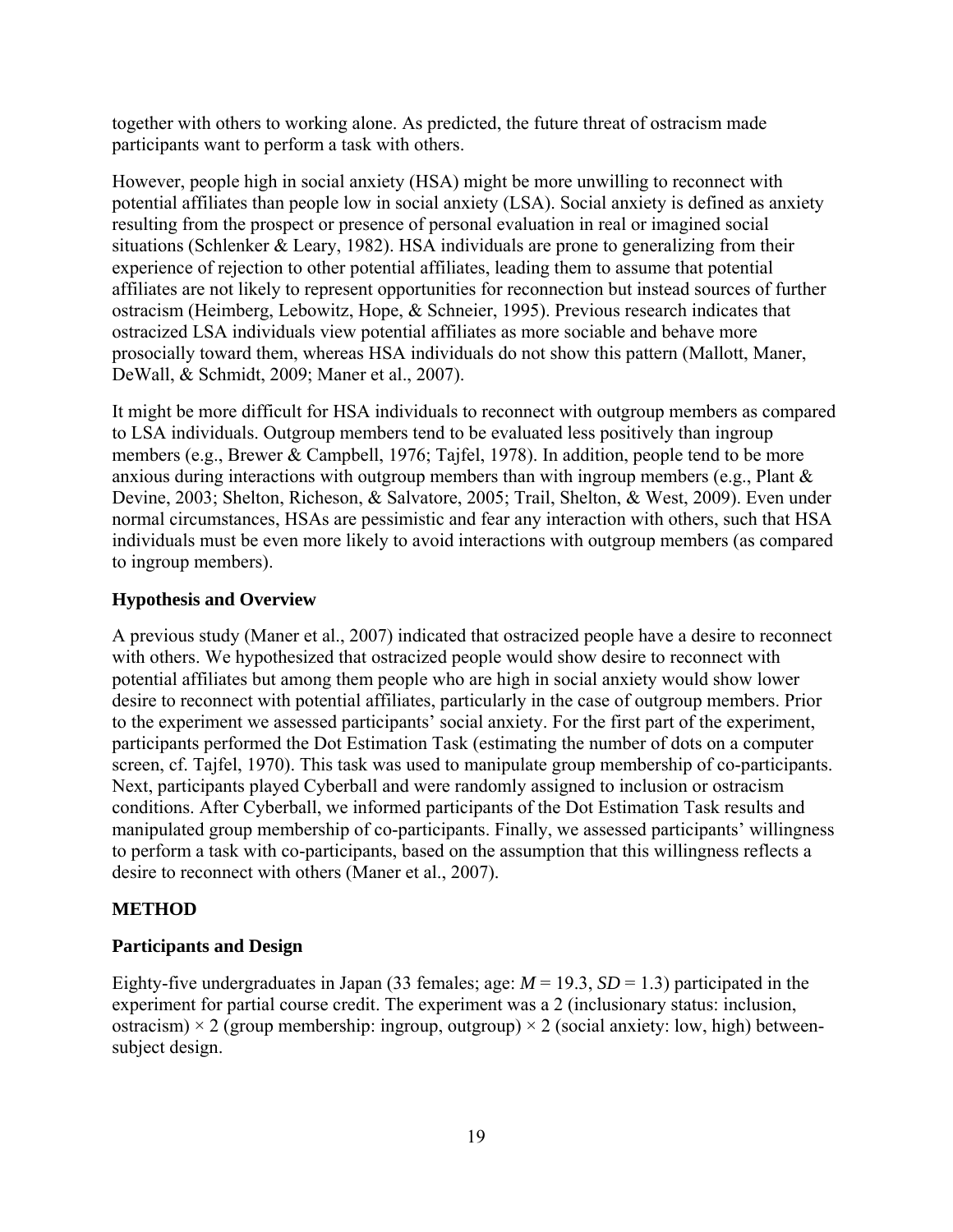together with others to working alone. As predicted, the future threat of ostracism made participants want to perform a task with others.

However, people high in social anxiety (HSA) might be more unwilling to reconnect with potential affiliates than people low in social anxiety (LSA). Social anxiety is defined as anxiety resulting from the prospect or presence of personal evaluation in real or imagined social situations (Schlenker & Leary, 1982). HSA individuals are prone to generalizing from their experience of rejection to other potential affiliates, leading them to assume that potential affiliates are not likely to represent opportunities for reconnection but instead sources of further ostracism (Heimberg, Lebowitz, Hope, & Schneier, 1995). Previous research indicates that ostracized LSA individuals view potential affiliates as more sociable and behave more prosocially toward them, whereas HSA individuals do not show this pattern (Mallott, Maner, DeWall, & Schmidt, 2009; Maner et al., 2007).

It might be more difficult for HSA individuals to reconnect with outgroup members as compared to LSA individuals. Outgroup members tend to be evaluated less positively than ingroup members (e.g., Brewer & Campbell, 1976; Tajfel, 1978). In addition, people tend to be more anxious during interactions with outgroup members than with ingroup members (e.g., Plant & Devine, 2003; Shelton, Richeson, & Salvatore, 2005; Trail, Shelton, & West, 2009). Even under normal circumstances, HSAs are pessimistic and fear any interaction with others, such that HSA individuals must be even more likely to avoid interactions with outgroup members (as compared to ingroup members).

### Hypothesis and Overview

A previous study (Maner et al., 2007) indicated that ostracized people have a desire to reconnect with others. We hypothesized that ostracized people would show desire to reconnect with potential affiliates but among them people who are high in social anxiety would show lower desire to reconnect with potential affiliates, particularly in the case of outgroup members. Prior to the experiment we assessed participants' social anxiety. For the first part of the experiment, participants performed the Dot Estimation Task (estimating the number of dots on a computer screen, cf. Tajfel, 1970). This task was used to manipulate group membership of co-participants. Next, participants played Cyberball and were randomly assigned to inclusion or ostracism conditions. After Cyberball, we informed participants of the Dot Estimation Task results and manipulated group membership of co-participants. Finally, we assessed participants' willingness to perform a task with co-participants, based on the assumption that this willingness reflects a desire to reconnect with others (Maner et al., 2007).

## METHOD

### Participants and Design

Eighty-five undergraduates in Japan (33 females; age: $M = 19.3$, $SD = 1.3$) participated in the experiment for partial course credit. The experiment was a 2 (inclusionary status: inclusion, ostracism) $\times$ 2 (group membership: ingroup, outgroup) $\times$ 2 (social anxiety: low, high) between-subject design.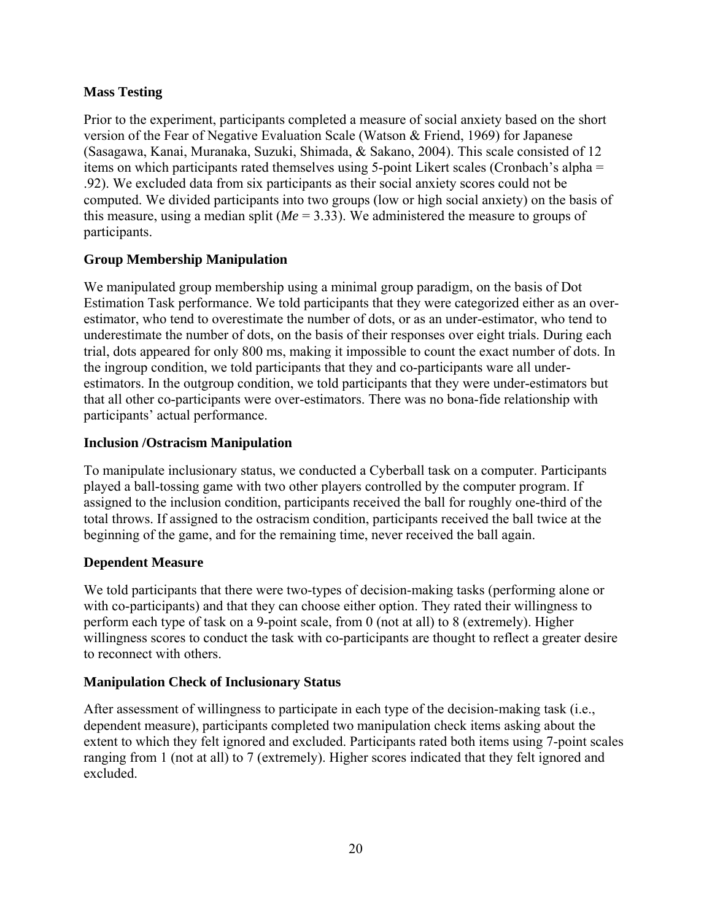### Mass Testing

Prior to the experiment, participants completed a measure of social anxiety based on the short version of the Fear of Negative Evaluation Scale (Watson & Friend, 1969) for Japanese (Sasagawa, Kanai, Muranaka, Suzuki, Shimada, & Sakano, 2004). This scale consisted of 12 items on which participants rated themselves using 5-point Likert scales (Cronbach's alpha = .92). We excluded data from six participants as their social anxiety scores could not be computed. We divided participants into two groups (low or high social anxiety) on the basis of this measure, using a median split (*Me* = 3.33). We administered the measure to groups of participants.

### Group Membership Manipulation

We manipulated group membership using a minimal group paradigm, on the basis of Dot Estimation Task performance. We told participants that they were categorized either as an over-estimator, who tend to overestimate the number of dots, or as an under-estimator, who tend to underestimate the number of dots, on the basis of their responses over eight trials. During each trial, dots appeared for only 800 ms, making it impossible to count the exact number of dots. In the ingroup condition, we told participants that they and co-participants ware all under-estimators. In the outgroup condition, we told participants that they were under-estimators but that all other co-participants were over-estimators. There was no bona-fide relationship with participants' actual performance.

### Inclusion /Ostracism Manipulation

To manipulate inclusionary status, we conducted a Cyberball task on a computer. Participants played a ball-tossing game with two other players controlled by the computer program. If assigned to the inclusion condition, participants received the ball for roughly one-third of the total throws. If assigned to the ostracism condition, participants received the ball twice at the beginning of the game, and for the remaining time, never received the ball again.

### Dependent Measure

We told participants that there were two-types of decision-making tasks (performing alone or with co-participants) and that they can choose either option. They rated their willingness to perform each type of task on a 9-point scale, from 0 (not at all) to 8 (extremely). Higher willingness scores to conduct the task with co-participants are thought to reflect a greater desire to reconnect with others.

### Manipulation Check of Inclusionary Status

After assessment of willingness to participate in each type of the decision-making task (i.e., dependent measure), participants completed two manipulation check items asking about the extent to which they felt ignored and excluded. Participants rated both items using 7-point scales ranging from 1 (not at all) to 7 (extremely). Higher scores indicated that they felt ignored and excluded.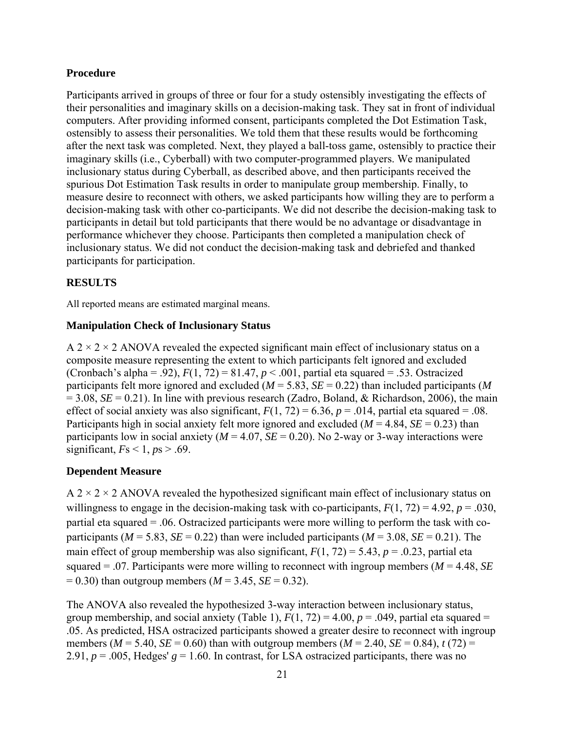### Procedure

Participants arrived in groups of three or four for a study ostensibly investigating the effects of their personalities and imaginary skills on a decision-making task. They sat in front of individual computers. After providing informed consent, participants completed the Dot Estimation Task, ostensibly to assess their personalities. We told them that these results would be forthcoming after the next task was completed. Next, they played a ball-toss game, ostensibly to practice their imaginary skills (i.e., Cyberball) with two computer-programmed players. We manipulated inclusionary status during Cyberball, as described above, and then participants received the spurious Dot Estimation Task results in order to manipulate group membership. Finally, to measure desire to reconnect with others, we asked participants how willing they are to perform a decision-making task with other co-participants. We did not describe the decision-making task to participants in detail but told participants that there would be no advantage or disadvantage in performance whichever they choose. Participants then completed a manipulation check of inclusionary status. We did not conduct the decision-making task and debriefed and thanked participants for participation.

### RESULTS

All reported means are estimated marginal means.

### Manipulation Check of Inclusionary Status

A 2 × 2 × 2 ANOVA revealed the expected significant main effect of inclusionary status on a composite measure representing the extent to which participants felt ignored and excluded (Cronbach's alpha = .92), $F(1, 72) = 81.47$, $p < .001$, partial eta squared = .53. Ostracized participants felt more ignored and excluded ($M = 5.83$, $SE = 0.22$) than included participants ($M = 3.08$, $SE = 0.21$). In line with previous research (Zadro, Boland, & Richardson, 2006), the main effect of social anxiety was also significant, $F(1, 72) = 6.36$, $p = .014$, partial eta squared = .08. Participants high in social anxiety felt more ignored and excluded ($M = 4.84$, $SE = 0.23$) than participants low in social anxiety ($M = 4.07$, $SE = 0.20$). No 2-way or 3-way interactions were significant, $F$s < 1, $p$s > .69.

### Dependent Measure

A 2 × 2 × 2 ANOVA revealed the hypothesized significant main effect of inclusionary status on willingness to engage in the decision-making task with co-participants, $F(1, 72) = 4.92$, $p = .030$, partial eta squared = .06. Ostracized participants were more willing to perform the task with co-participants ($M = 5.83$, $SE = 0.22$) than were included participants ($M = 3.08$, $SE = 0.21$). The main effect of group membership was also significant, $F(1, 72) = 5.43$, $p = .0.23$, partial eta squared = .07. Participants were more willing to reconnect with ingroup members ($M = 4.48$, $SE = 0.30$) than outgroup members ($M = 3.45$, $SE = 0.32$).

The ANOVA also revealed the hypothesized 3-way interaction between inclusionary status, group membership, and social anxiety (Table 1), $F(1, 72) = 4.00$, $p = .049$, partial eta squared = .05. As predicted, HSA ostracized participants showed a greater desire to reconnect with ingroup members ($M = 5.40$, $SE = 0.60$) than with outgroup members ($M = 2.40$, $SE = 0.84$), $t(72) = 2.91$, $p = .005$, Hedges' $g = 1.60$. In contrast, for LSA ostracized participants, there was no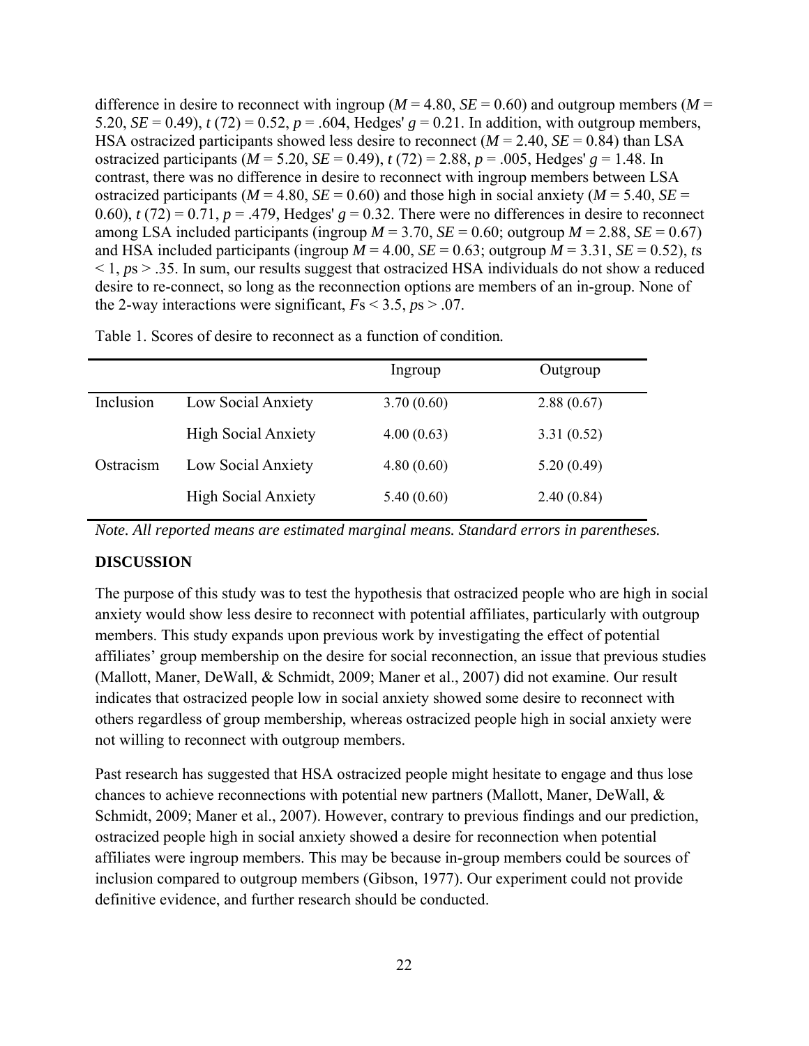difference in desire to reconnect with ingroup ($M$ = 4.80, $SE$ = 0.60) and outgroup members ($M$ = 5.20, $SE$ = 0.49), $t$ (72) = 0.52, $p$ = .604, Hedges' $g$ = 0.21. In addition, with outgroup members, HSA ostracized participants showed less desire to reconnect ($M$ = 2.40, $SE$ = 0.84) than LSA ostracized participants ($M$ = 5.20, $SE$ = 0.49), $t$ (72) = 2.88, $p$ = .005, Hedges' $g$ = 1.48. In contrast, there was no difference in desire to reconnect with ingroup members between LSA ostracized participants ($M$ = 4.80, $SE$ = 0.60) and those high in social anxiety ($M$ = 5.40, $SE$ = 0.60), $t$ (72) = 0.71, $p$ = .479, Hedges' $g$ = 0.32. There were no differences in desire to reconnect among LSA included participants (ingroup $M$ = 3.70, $SE$ = 0.60; outgroup $M$ = 2.88, $SE$ = 0.67) and HSA included participants (ingroup $M$ = 4.00, $SE$ = 0.63; outgroup $M$ = 3.31, $SE$ = 0.52), $t$s < 1, $p$s > .35. In sum, our results suggest that ostracized HSA individuals do not show a reduced desire to re-connect, so long as the reconnection options are members of an in-group. None of the 2-way interactions were significant, $F$s < 3.5, $p$s > .07.

Table 1. Scores of desire to reconnect as a function of condition.

| | | Ingroup | Outgroup |
|---|---|---|---|
| Inclusion | Low Social Anxiety | 3.70 (0.60) | 2.88 (0.67) |
| | High Social Anxiety | 4.00 (0.63) | 3.31 (0.52) |
| Ostracism | Low Social Anxiety | 4.80 (0.60) | 5.20 (0.49) |
| | High Social Anxiety | 5.40 (0.60) | 2.40 (0.84) |

*Note. All reported means are estimated marginal means. Standard errors in parentheses.*

## DISCUSSION

The purpose of this study was to test the hypothesis that ostracized people who are high in social anxiety would show less desire to reconnect with potential affiliates, particularly with outgroup members. This study expands upon previous work by investigating the effect of potential affiliates' group membership on the desire for social reconnection, an issue that previous studies (Mallott, Maner, DeWall, & Schmidt, 2009; Maner et al., 2007) did not examine. Our result indicates that ostracized people low in social anxiety showed some desire to reconnect with others regardless of group membership, whereas ostracized people high in social anxiety were not willing to reconnect with outgroup members.

Past research has suggested that HSA ostracized people might hesitate to engage and thus lose chances to achieve reconnections with potential new partners (Mallott, Maner, DeWall, & Schmidt, 2009; Maner et al., 2007). However, contrary to previous findings and our prediction, ostracized people high in social anxiety showed a desire for reconnection when potential affiliates were ingroup members. This may be because in-group members could be sources of inclusion compared to outgroup members (Gibson, 1977). Our experiment could not provide definitive evidence, and further research should be conducted.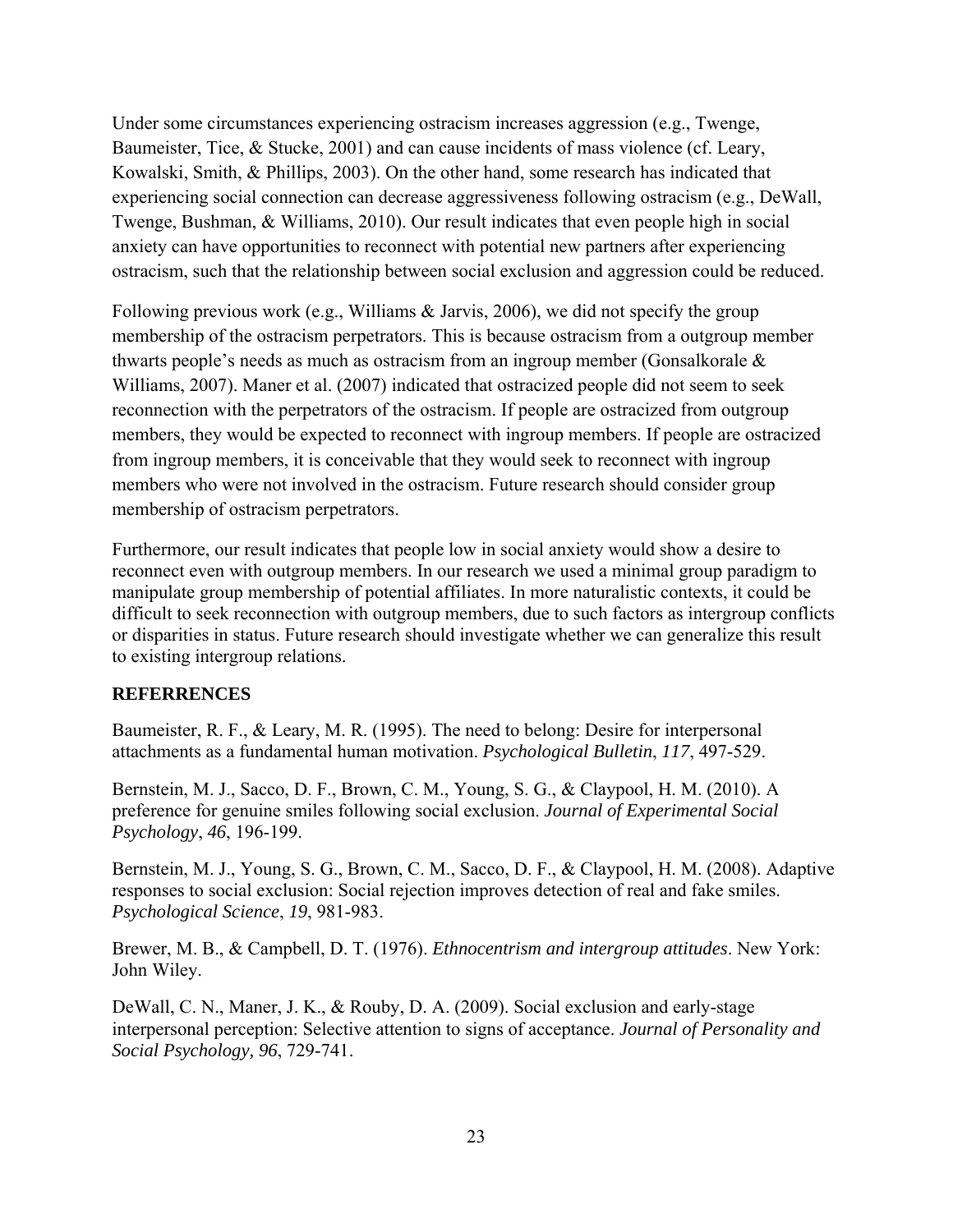Under some circumstances experiencing ostracism increases aggression (e.g., Twenge, Baumeister, Tice, & Stucke, 2001) and can cause incidents of mass violence (cf. Leary, Kowalski, Smith, & Phillips, 2003). On the other hand, some research has indicated that experiencing social connection can decrease aggressiveness following ostracism (e.g., DeWall, Twenge, Bushman, & Williams, 2010). Our result indicates that even people high in social anxiety can have opportunities to reconnect with potential new partners after experiencing ostracism, such that the relationship between social exclusion and aggression could be reduced.

Following previous work (e.g., Williams & Jarvis, 2006), we did not specify the group membership of the ostracism perpetrators. This is because ostracism from a outgroup member thwarts people's needs as much as ostracism from an ingroup member (Gonsalkorale & Williams, 2007). Maner et al. (2007) indicated that ostracized people did not seem to seek reconnection with the perpetrators of the ostracism. If people are ostracized from outgroup members, they would be expected to reconnect with ingroup members. If people are ostracized from ingroup members, it is conceivable that they would seek to reconnect with ingroup members who were not involved in the ostracism. Future research should consider group membership of ostracism perpetrators.

Furthermore, our result indicates that people low in social anxiety would show a desire to reconnect even with outgroup members. In our research we used a minimal group paradigm to manipulate group membership of potential affiliates. In more naturalistic contexts, it could be difficult to seek reconnection with outgroup members, due to such factors as intergroup conflicts or disparities in status. Future research should investigate whether we can generalize this result to existing intergroup relations.

## REFERRENCES

Baumeister, R. F., & Leary, M. R. (1995). The need to belong: Desire for interpersonal attachments as a fundamental human motivation. *Psychological Bulletin*, *117*, 497-529.

Bernstein, M. J., Sacco, D. F., Brown, C. M., Young, S. G., & Claypool, H. M. (2010). A preference for genuine smiles following social exclusion. *Journal of Experimental Social Psychology*, *46*, 196-199.

Bernstein, M. J., Young, S. G., Brown, C. M., Sacco, D. F., & Claypool, H. M. (2008). Adaptive responses to social exclusion: Social rejection improves detection of real and fake smiles. *Psychological Science*, *19*, 981-983.

Brewer, M. B., & Campbell, D. T. (1976). *Ethnocentrism and intergroup attitudes*. New York: John Wiley.

DeWall, C. N., Maner, J. K., & Rouby, D. A. (2009). Social exclusion and early-stage interpersonal perception: Selective attention to signs of acceptance. *Journal of Personality and Social Psychology, 96*, 729-741.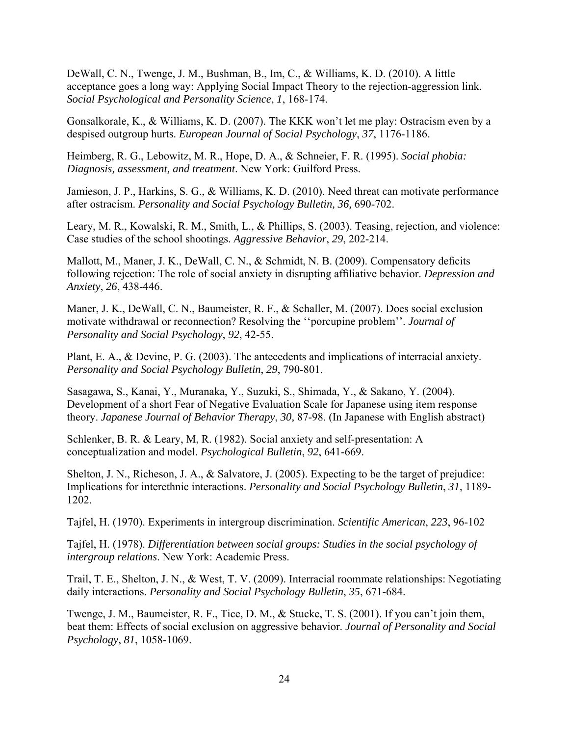DeWall, C. N., Twenge, J. M., Bushman, B., Im, C., & Williams, K. D. (2010). A little acceptance goes a long way: Applying Social Impact Theory to the rejection-aggression link. *Social Psychological and Personality Science*, *1*, 168-174.

Gonsalkorale, K., & Williams, K. D. (2007). The KKK won't let me play: Ostracism even by a despised outgroup hurts. *European Journal of Social Psychology*, *37*, 1176-1186.

Heimberg, R. G., Lebowitz, M. R., Hope, D. A., & Schneier, F. R. (1995). *Social phobia: Diagnosis, assessment, and treatment*. New York: Guilford Press.

Jamieson, J. P., Harkins, S. G., & Williams, K. D. (2010). Need threat can motivate performance after ostracism. *Personality and Social Psychology Bulletin, 36,* 690-702.

Leary, M. R., Kowalski, R. M., Smith, L., & Phillips, S. (2003). Teasing, rejection, and violence: Case studies of the school shootings. *Aggressive Behavior*, *29*, 202-214.

Mallott, M., Maner, J. K., DeWall, C. N., & Schmidt, N. B. (2009). Compensatory deficits following rejection: The role of social anxiety in disrupting affiliative behavior. *Depression and Anxiety*, *26*, 438-446.

Maner, J. K., DeWall, C. N., Baumeister, R. F., & Schaller, M. (2007). Does social exclusion motivate withdrawal or reconnection? Resolving the ''porcupine problem''. *Journal of Personality and Social Psychology*, *92*, 42-55.

Plant, E. A., & Devine, P. G. (2003). The antecedents and implications of interracial anxiety. *Personality and Social Psychology Bulletin*, *29*, 790-801.

Sasagawa, S., Kanai, Y., Muranaka, Y., Suzuki, S., Shimada, Y., & Sakano, Y. (2004). Development of a short Fear of Negative Evaluation Scale for Japanese using item response theory. *Japanese Journal of Behavior Therapy*, *30,* 87-98. (In Japanese with English abstract)

Schlenker, B. R. & Leary, M, R. (1982). Social anxiety and self-presentation: A conceptualization and model. *Psychological Bulletin*, *92*, 641-669.

Shelton, J. N., Richeson, J. A., & Salvatore, J. (2005). Expecting to be the target of prejudice: Implications for interethnic interactions. *Personality and Social Psychology Bulletin*, *31*, 1189-1202.

Tajfel, H. (1970). Experiments in intergroup discrimination. *Scientific American*, *223*, 96-102

Tajfel, H. (1978). *Differentiation between social groups: Studies in the social psychology of intergroup relations*. New York: Academic Press.

Trail, T. E., Shelton, J. N., & West, T. V. (2009). Interracial roommate relationships: Negotiating daily interactions. *Personality and Social Psychology Bulletin*, *35*, 671-684.

Twenge, J. M., Baumeister, R. F., Tice, D. M., & Stucke, T. S. (2001). If you can't join them, beat them: Effects of social exclusion on aggressive behavior. *Journal of Personality and Social Psychology*, *81*, 1058-1069.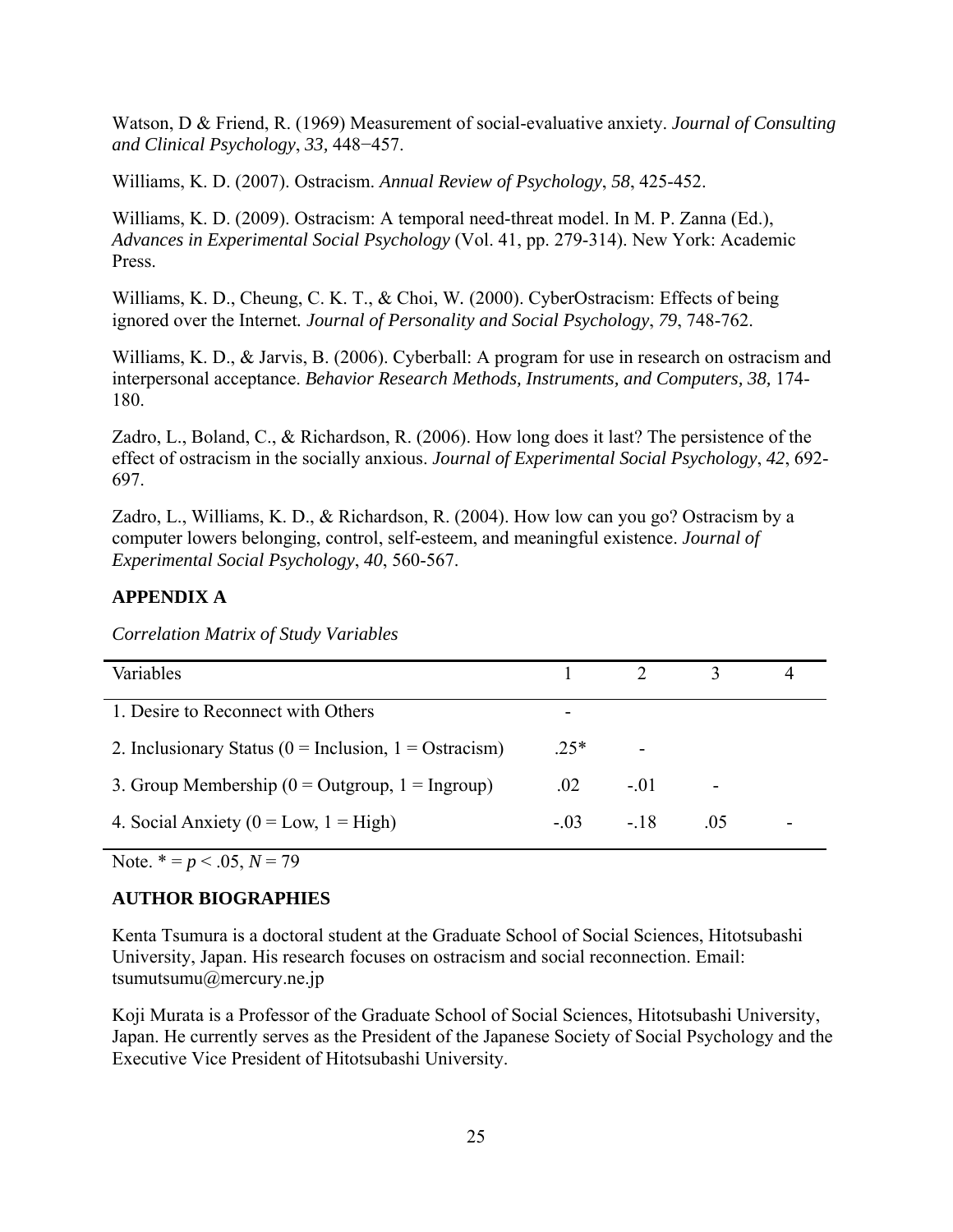Watson, D & Friend, R. (1969) Measurement of social-evaluative anxiety. *Journal of Consulting and Clinical Psychology*, *33,* 448−457.

Williams, K. D. (2007). Ostracism. *Annual Review of Psychology*, *58*, 425-452.

Williams, K. D. (2009). Ostracism: A temporal need-threat model. In M. P. Zanna (Ed.), *Advances in Experimental Social Psychology* (Vol. 41, pp. 279-314). New York: Academic Press.

Williams, K. D., Cheung, C. K. T., & Choi, W. (2000). CyberOstracism: Effects of being ignored over the Internet*. Journal of Personality and Social Psychology*, *79*, 748-762.

Williams, K. D., & Jarvis, B. (2006). Cyberball: A program for use in research on ostracism and interpersonal acceptance. *Behavior Research Methods, Instruments, and Computers, 38,* 174-180.

Zadro, L., Boland, C., & Richardson, R. (2006). How long does it last? The persistence of the effect of ostracism in the socially anxious. *Journal of Experimental Social Psychology*, *42*, 692-697.

Zadro, L., Williams, K. D., & Richardson, R. (2004). How low can you go? Ostracism by a computer lowers belonging, control, self-esteem, and meaningful existence. *Journal of Experimental Social Psychology*, *40*, 560-567.

## APPENDIX A

*Correlation Matrix of Study Variables*

| Variables | 1 | 2 | 3 | 4 |
|---|---|---|---|---|
| 1. Desire to Reconnect with Others | - | | | |
| 2. Inclusionary Status (0 = Inclusion, 1 = Ostracism) | .25* | - | | |
| 3. Group Membership (0 = Outgroup, 1 = Ingroup) | .02 | -.01 | - | |
| 4. Social Anxiety (0 = Low, 1 = High) | -.03 | -.18 | .05 | - |

Note. * = $p < .05$, $N = 79$

## AUTHOR BIOGRAPHIES

Kenta Tsumura is a doctoral student at the Graduate School of Social Sciences, Hitotsubashi University, Japan. His research focuses on ostracism and social reconnection. Email: tsumutsumu@mercury.ne.jp

Koji Murata is a Professor of the Graduate School of Social Sciences, Hitotsubashi University, Japan. He currently serves as the President of the Japanese Society of Social Psychology and the Executive Vice President of Hitotsubashi University.